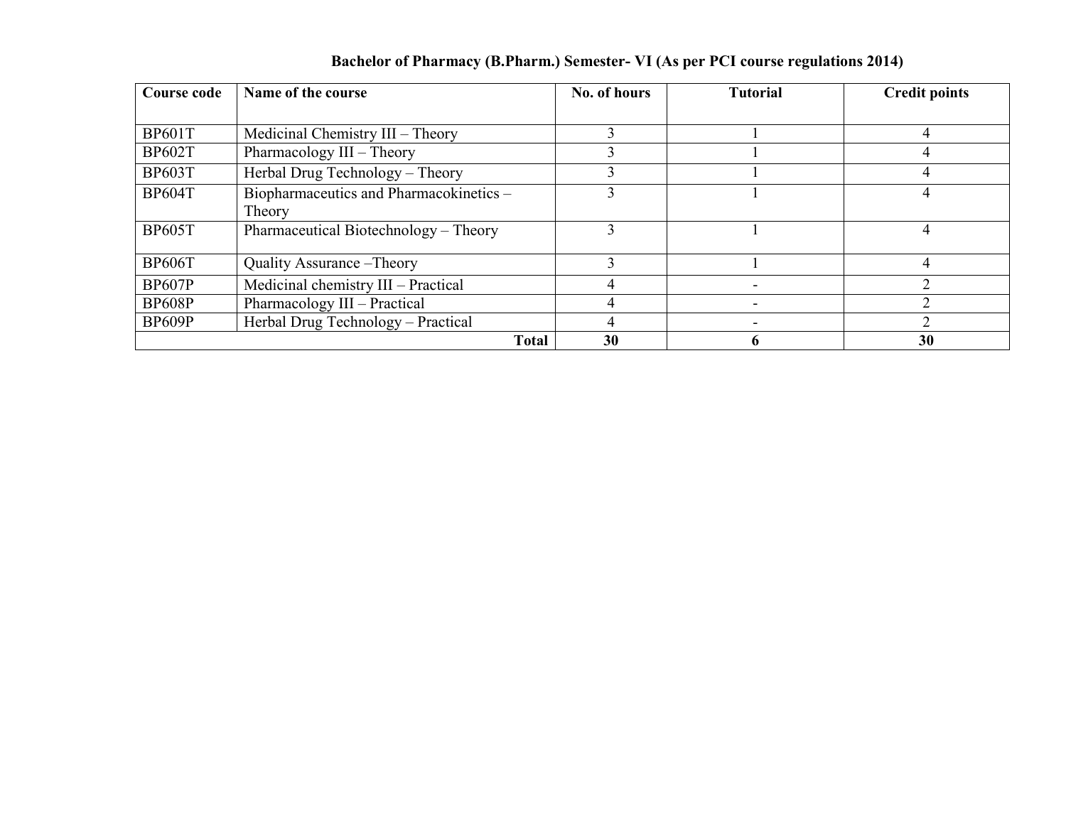**Bachelor of Pharmacy (B.Pharm.) Semester- VI (As per PCI course regulations 2014)**

| Course code | Name of the course | No. of hours | Tutorial | Credit points |
|---|---|---|---|---|
| BP601T | Medicinal Chemistry III – Theory | 3 | 1 | 4 |
| BP602T | Pharmacology III – Theory | 3 | 1 | 4 |
| BP603T | Herbal Drug Technology – Theory | 3 | 1 | 4 |
| BP604T | Biopharmaceutics and Pharmacokinetics – Theory | 3 | 1 | 4 |
| BP605T | Pharmaceutical Biotechnology – Theory | 3 | 1 | 4 |
| BP606T | Quality Assurance –Theory | 3 | 1 | 4 |
| BP607P | Medicinal chemistry III – Practical | 4 | - | 2 |
| BP608P | Pharmacology III – Practical | 4 | - | 2 |
| BP609P | Herbal Drug Technology – Practical | 4 | - | 2 |
| | **Total** | **30** | **6** | **30** |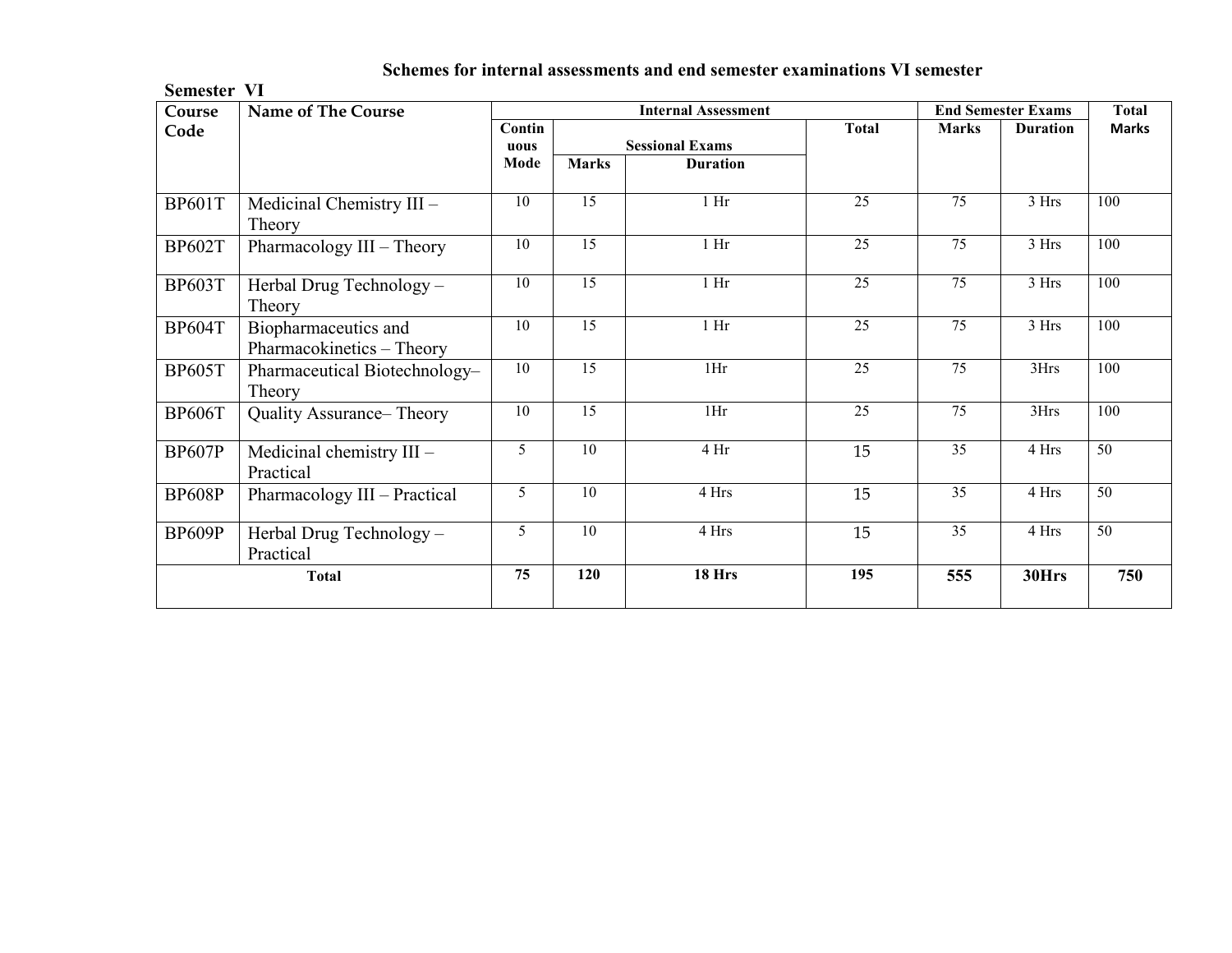### Schemes for internal assessments and end semester examinations VI semester

**Semester VI**

| Course Code | Name of The Course | Internal Assessment | | | | End Semester Exams | | Total Marks |
|---|---|---|---|---|---|---|---|---|
| | | Continuous Mode | Sessional Exams | | Total | Marks | Duration | |
| | | | Marks | Duration | | | | |
| BP601T | Medicinal Chemistry III – Theory | 10 | 15 | 1 Hr | 25 | 75 | 3 Hrs | 100 |
| BP602T | Pharmacology III – Theory | 10 | 15 | 1 Hr | 25 | 75 | 3 Hrs | 100 |
| BP603T | Herbal Drug Technology – Theory | 10 | 15 | 1 Hr | 25 | 75 | 3 Hrs | 100 |
| BP604T | Biopharmaceutics and Pharmacokinetics – Theory | 10 | 15 | 1 Hr | 25 | 75 | 3 Hrs | 100 |
| BP605T | Pharmaceutical Biotechnology– Theory | 10 | 15 | 1Hr | 25 | 75 | 3Hrs | 100 |
| BP606T | Quality Assurance– Theory | 10 | 15 | 1Hr | 25 | 75 | 3Hrs | 100 |
| BP607P | Medicinal chemistry III – Practical | 5 | 10 | 4 Hr | 15 | 35 | 4 Hrs | 50 |
| BP608P | Pharmacology III – Practical | 5 | 10 | 4 Hrs | 15 | 35 | 4 Hrs | 50 |
| BP609P | Herbal Drug Technology – Practical | 5 | 10 | 4 Hrs | 15 | 35 | 4 Hrs | 50 |
| **Total** | | **75** | **120** | **18 Hrs** | **195** | **555** | **30Hrs** | **750** |